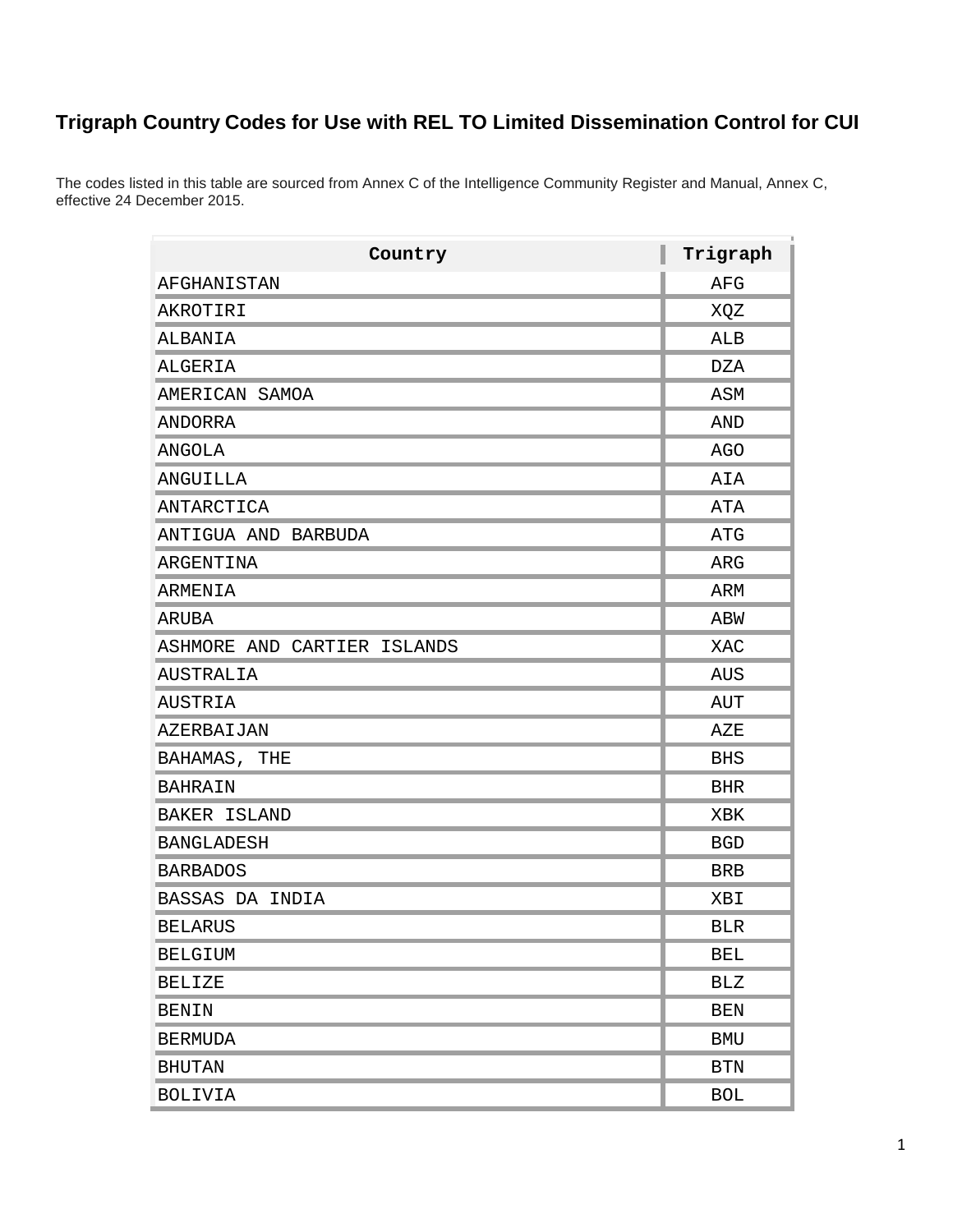# Trigraph Country Codes for Use with REL TO Limited Dissemination Control for CUI

The codes listed in this table are sourced from Annex C of the Intelligence Community Register and Manual, Annex C, effective 24 December 2015.

| Country | Trigraph |
|---|---|
| AFGHANISTAN | AFG |
| AKROTIRI | XQZ |
| ALBANIA | ALB |
| ALGERIA | DZA |
| AMERICAN SAMOA | ASM |
| ANDORRA | AND |
| ANGOLA | AGO |
| ANGUILLA | AIA |
| ANTARCTICA | ATA |
| ANTIGUA AND BARBUDA | ATG |
| ARGENTINA | ARG |
| ARMENIA | ARM |
| ARUBA | ABW |
| ASHMORE AND CARTIER ISLANDS | XAC |
| AUSTRALIA | AUS |
| AUSTRIA | AUT |
| AZERBAIJAN | AZE |
| BAHAMAS, THE | BHS |
| BAHRAIN | BHR |
| BAKER ISLAND | XBK |
| BANGLADESH | BGD |
| BARBADOS | BRB |
| BASSAS DA INDIA | XBI |
| BELARUS | BLR |
| BELGIUM | BEL |
| BELIZE | BLZ |
| BENIN | BEN |
| BERMUDA | BMU |
| BHUTAN | BTN |
| BOLIVIA | BOL |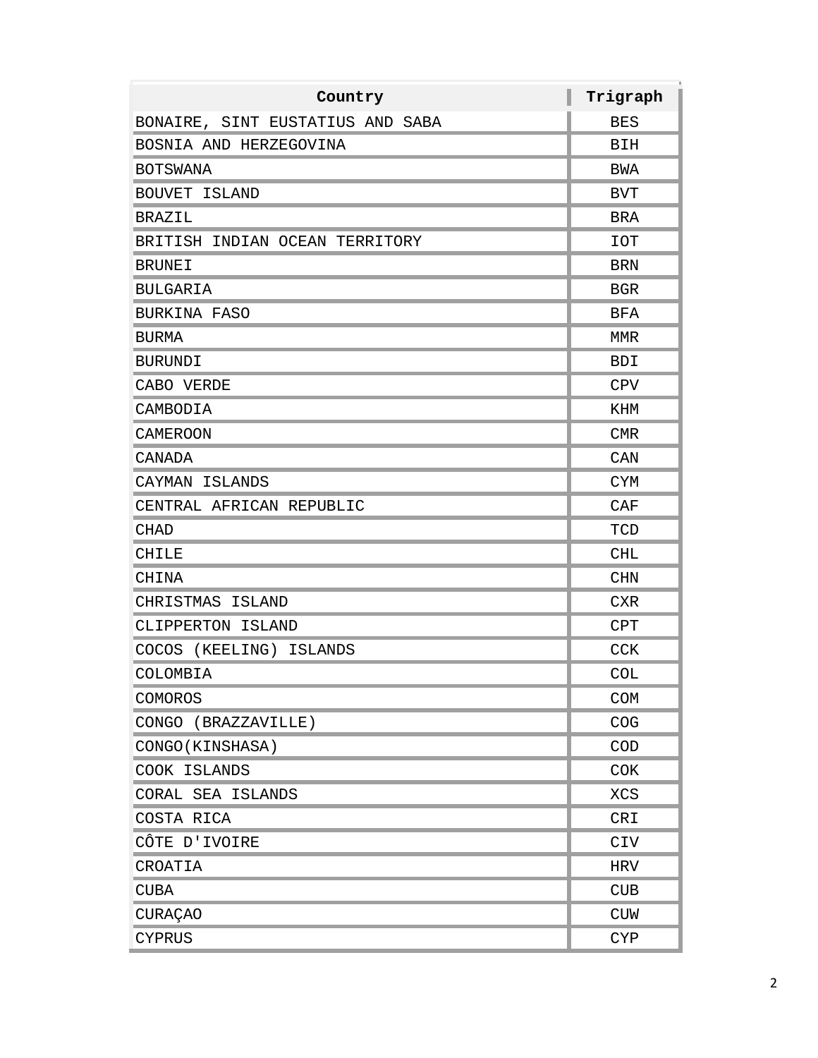| Country | Trigraph |
| --- | --- |
| BONAIRE, SINT EUSTATIUS AND SABA | BES |
| BOSNIA AND HERZEGOVINA | BIH |
| BOTSWANA | BWA |
| BOUVET ISLAND | BVT |
| BRAZIL | BRA |
| BRITISH INDIAN OCEAN TERRITORY | IOT |
| BRUNEI | BRN |
| BULGARIA | BGR |
| BURKINA FASO | BFA |
| BURMA | MMR |
| BURUNDI | BDI |
| CABO VERDE | CPV |
| CAMBODIA | KHM |
| CAMEROON | CMR |
| CANADA | CAN |
| CAYMAN ISLANDS | CYM |
| CENTRAL AFRICAN REPUBLIC | CAF |
| CHAD | TCD |
| CHILE | CHL |
| CHINA | CHN |
| CHRISTMAS ISLAND | CXR |
| CLIPPERTON ISLAND | CPT |
| COCOS (KEELING) ISLANDS | CCK |
| COLOMBIA | COL |
| COMOROS | COM |
| CONGO (BRAZZAVILLE) | COG |
| CONGO(KINSHASA) | COD |
| COOK ISLANDS | COK |
| CORAL SEA ISLANDS | XCS |
| COSTA RICA | CRI |
| CÔTE D'IVOIRE | CIV |
| CROATIA | HRV |
| CUBA | CUB |
| CURAÇAO | CUW |
| CYPRUS | CYP |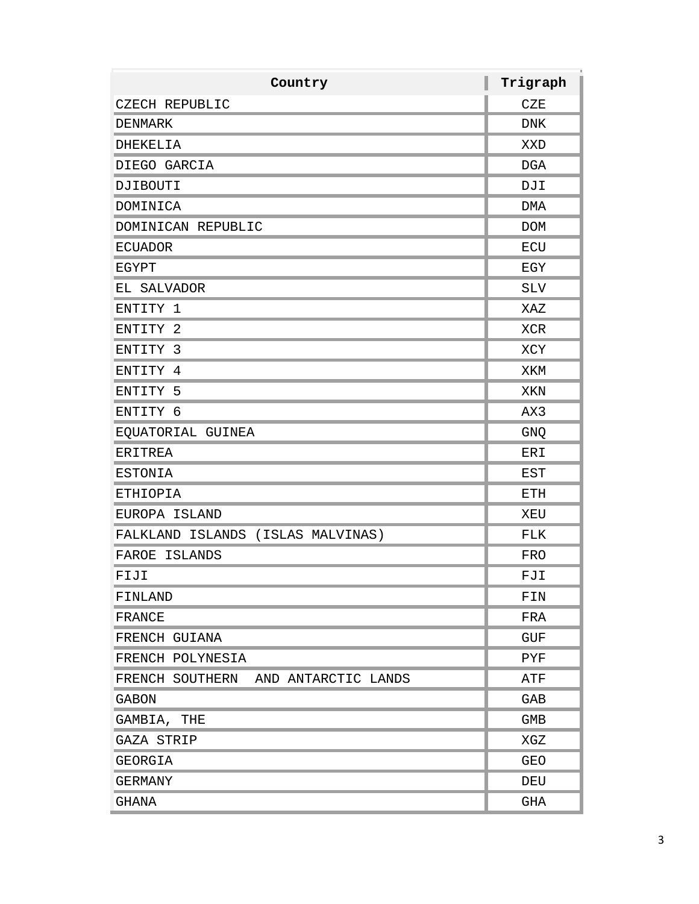| Country | Trigraph |
| --- | --- |
| CZECH REPUBLIC | CZE |
| DENMARK | DNK |
| DHEKELIA | XXD |
| DIEGO GARCIA | DGA |
| DJIBOUTI | DJI |
| DOMINICA | DMA |
| DOMINICAN REPUBLIC | DOM |
| ECUADOR | ECU |
| EGYPT | EGY |
| EL SALVADOR | SLV |
| ENTITY 1 | XAZ |
| ENTITY 2 | XCR |
| ENTITY 3 | XCY |
| ENTITY 4 | XKM |
| ENTITY 5 | XKN |
| ENTITY 6 | AX3 |
| EQUATORIAL GUINEA | GNQ |
| ERITREA | ERI |
| ESTONIA | EST |
| ETHIOPIA | ETH |
| EUROPA ISLAND | XEU |
| FALKLAND ISLANDS (ISLAS MALVINAS) | FLK |
| FAROE ISLANDS | FRO |
| FIJI | FJI |
| FINLAND | FIN |
| FRANCE | FRA |
| FRENCH GUIANA | GUF |
| FRENCH POLYNESIA | PYF |
| FRENCH SOUTHERN AND ANTARCTIC LANDS | ATF |
| GABON | GAB |
| GAMBIA, THE | GMB |
| GAZA STRIP | XGZ |
| GEORGIA | GEO |
| GERMANY | DEU |
| GHANA | GHA |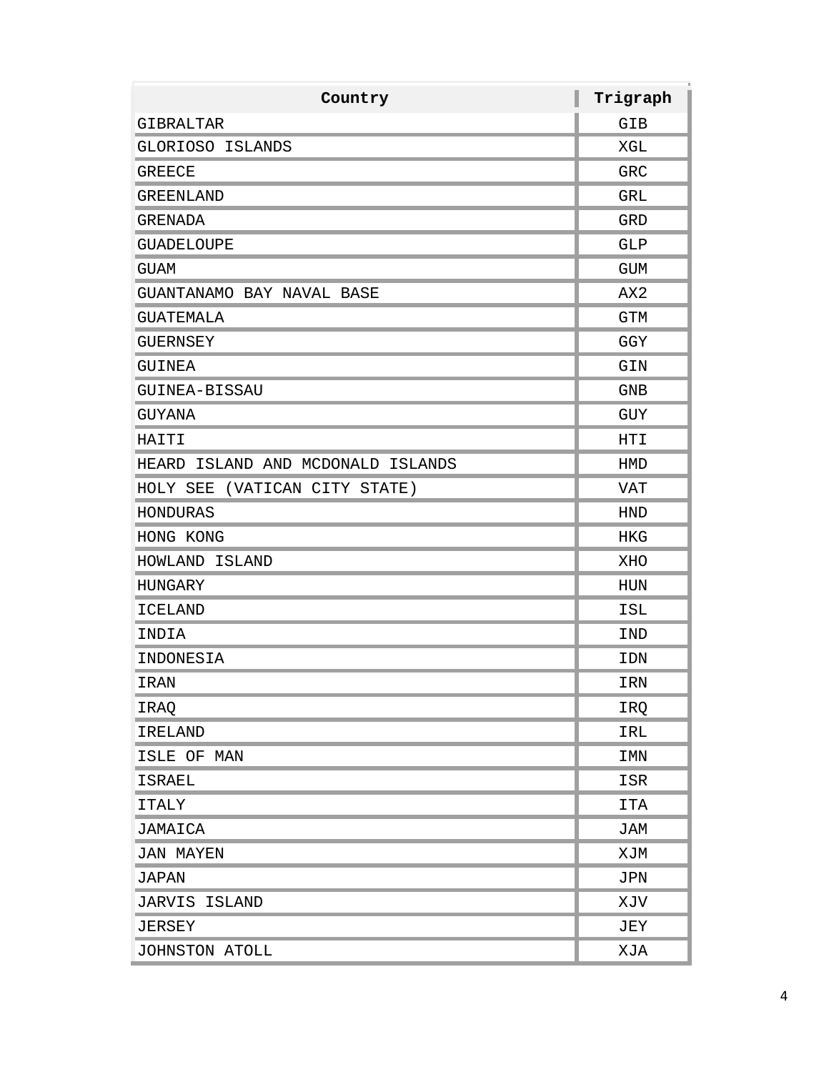| Country | Trigraph |
| --- | --- |
| GIBRALTAR | GIB |
| GLORIOSO ISLANDS | XGL |
| GREECE | GRC |
| GREENLAND | GRL |
| GRENADA | GRD |
| GUADELOUPE | GLP |
| GUAM | GUM |
| GUANTANAMO BAY NAVAL BASE | AX2 |
| GUATEMALA | GTM |
| GUERNSEY | GGY |
| GUINEA | GIN |
| GUINEA-BISSAU | GNB |
| GUYANA | GUY |
| HAITI | HTI |
| HEARD ISLAND AND MCDONALD ISLANDS | HMD |
| HOLY SEE (VATICAN CITY STATE) | VAT |
| HONDURAS | HND |
| HONG KONG | HKG |
| HOWLAND ISLAND | XHO |
| HUNGARY | HUN |
| ICELAND | ISL |
| INDIA | IND |
| INDONESIA | IDN |
| IRAN | IRN |
| IRAQ | IRQ |
| IRELAND | IRL |
| ISLE OF MAN | IMN |
| ISRAEL | ISR |
| ITALY | ITA |
| JAMAICA | JAM |
| JAN MAYEN | XJM |
| JAPAN | JPN |
| JARVIS ISLAND | XJV |
| JERSEY | JEY |
| JOHNSTON ATOLL | XJA |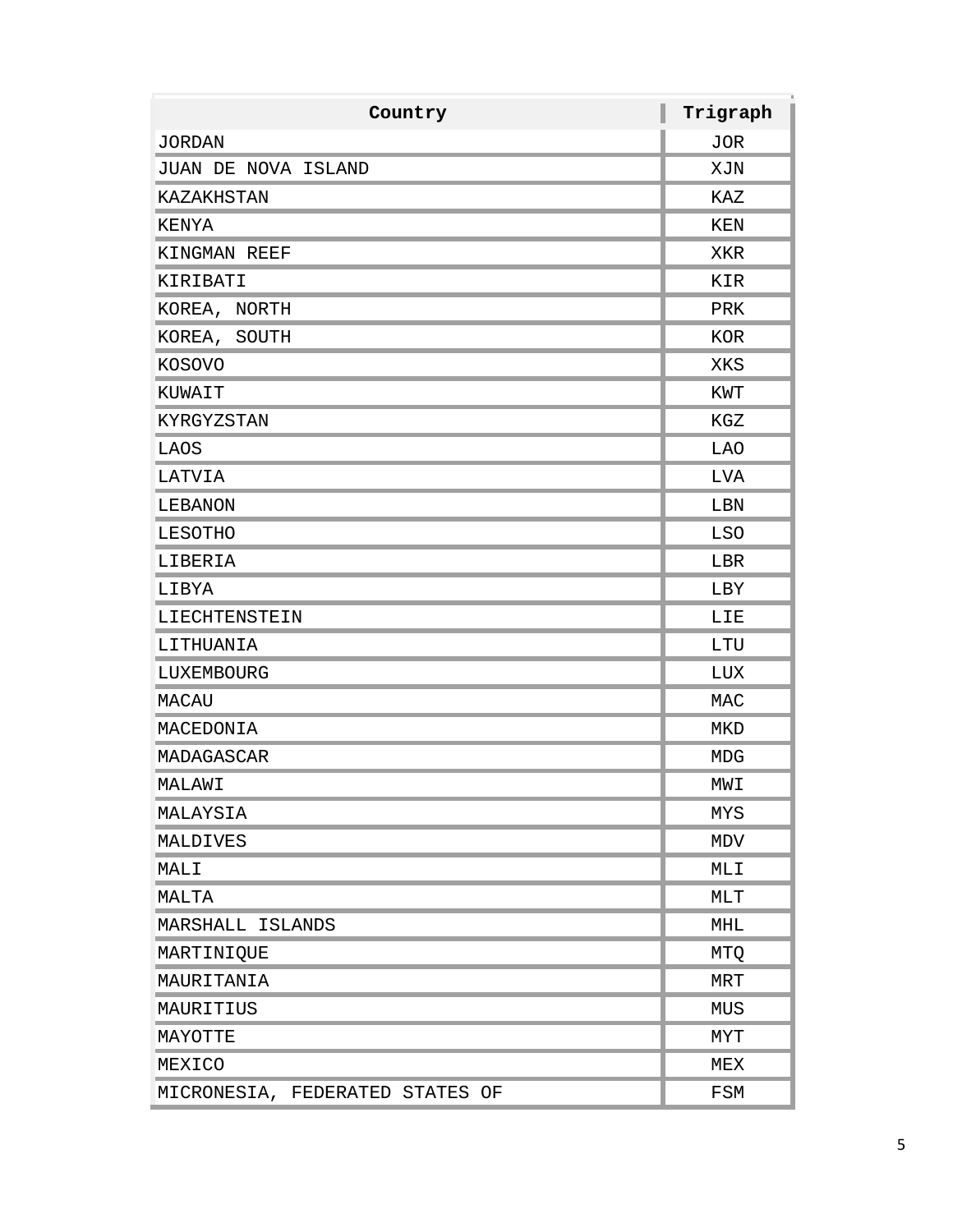| Country | Trigraph |
| --- | --- |
| JORDAN | JOR |
| JUAN DE NOVA ISLAND | XJN |
| KAZAKHSTAN | KAZ |
| KENYA | KEN |
| KINGMAN REEF | XKR |
| KIRIBATI | KIR |
| KOREA, NORTH | PRK |
| KOREA, SOUTH | KOR |
| KOSOVO | XKS |
| KUWAIT | KWT |
| KYRGYZSTAN | KGZ |
| LAOS | LAO |
| LATVIA | LVA |
| LEBANON | LBN |
| LESOTHO | LSO |
| LIBERIA | LBR |
| LIBYA | LBY |
| LIECHTENSTEIN | LIE |
| LITHUANIA | LTU |
| LUXEMBOURG | LUX |
| MACAU | MAC |
| MACEDONIA | MKD |
| MADAGASCAR | MDG |
| MALAWI | MWI |
| MALAYSIA | MYS |
| MALDIVES | MDV |
| MALI | MLI |
| MALTA | MLT |
| MARSHALL ISLANDS | MHL |
| MARTINIQUE | MTQ |
| MAURITANIA | MRT |
| MAURITIUS | MUS |
| MAYOTTE | MYT |
| MEXICO | MEX |
| MICRONESIA, FEDERATED STATES OF | FSM |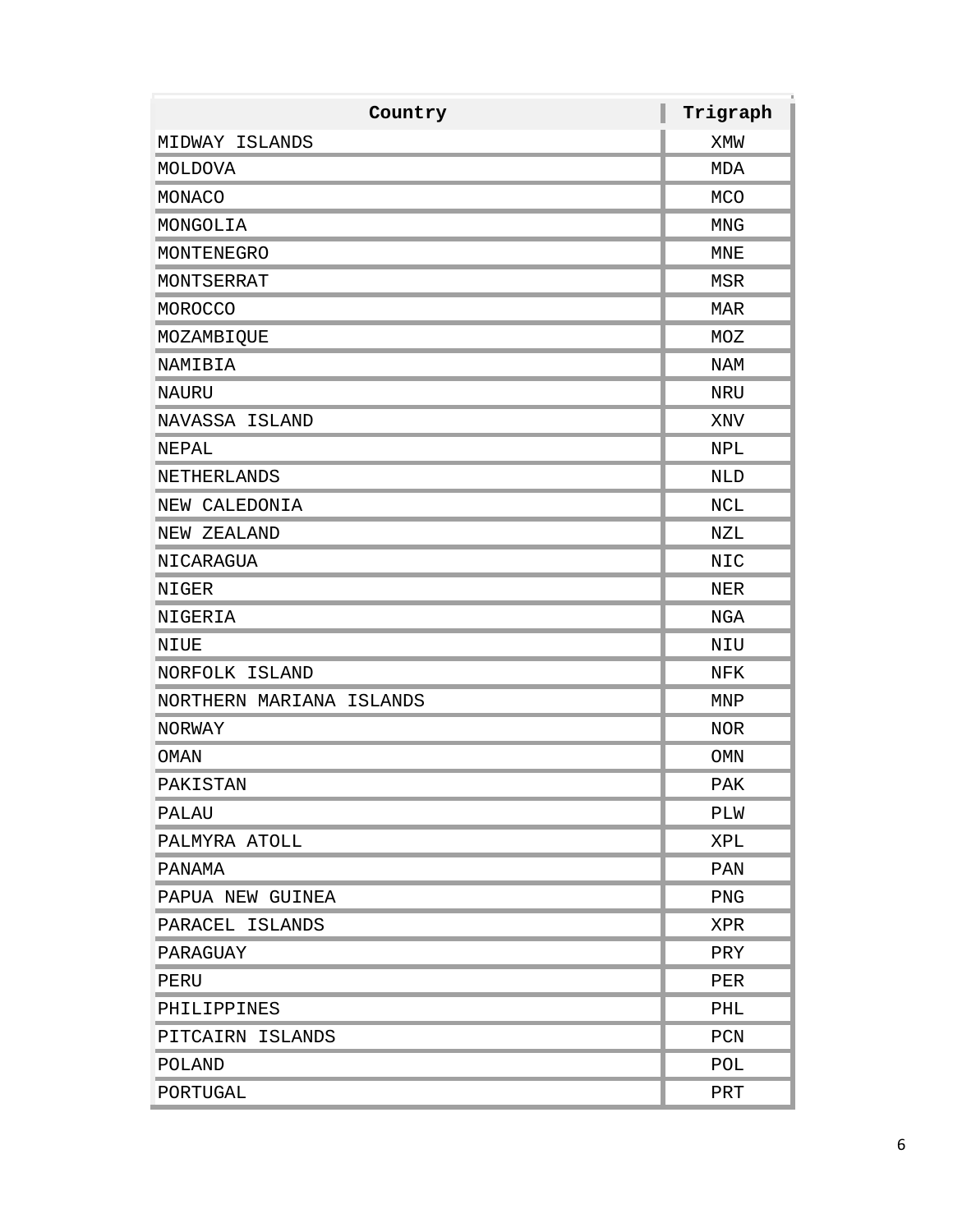| Country | Trigraph |
| --- | --- |
| MIDWAY ISLANDS | XMW |
| MOLDOVA | MDA |
| MONACO | MCO |
| MONGOLIA | MNG |
| MONTENEGRO | MNE |
| MONTSERRAT | MSR |
| MOROCCO | MAR |
| MOZAMBIQUE | MOZ |
| NAMIBIA | NAM |
| NAURU | NRU |
| NAVASSA ISLAND | XNV |
| NEPAL | NPL |
| NETHERLANDS | NLD |
| NEW CALEDONIA | NCL |
| NEW ZEALAND | NZL |
| NICARAGUA | NIC |
| NIGER | NER |
| NIGERIA | NGA |
| NIUE | NIU |
| NORFOLK ISLAND | NFK |
| NORTHERN MARIANA ISLANDS | MNP |
| NORWAY | NOR |
| OMAN | OMN |
| PAKISTAN | PAK |
| PALAU | PLW |
| PALMYRA ATOLL | XPL |
| PANAMA | PAN |
| PAPUA NEW GUINEA | PNG |
| PARACEL ISLANDS | XPR |
| PARAGUAY | PRY |
| PERU | PER |
| PHILIPPINES | PHL |
| PITCAIRN ISLANDS | PCN |
| POLAND | POL |
| PORTUGAL | PRT |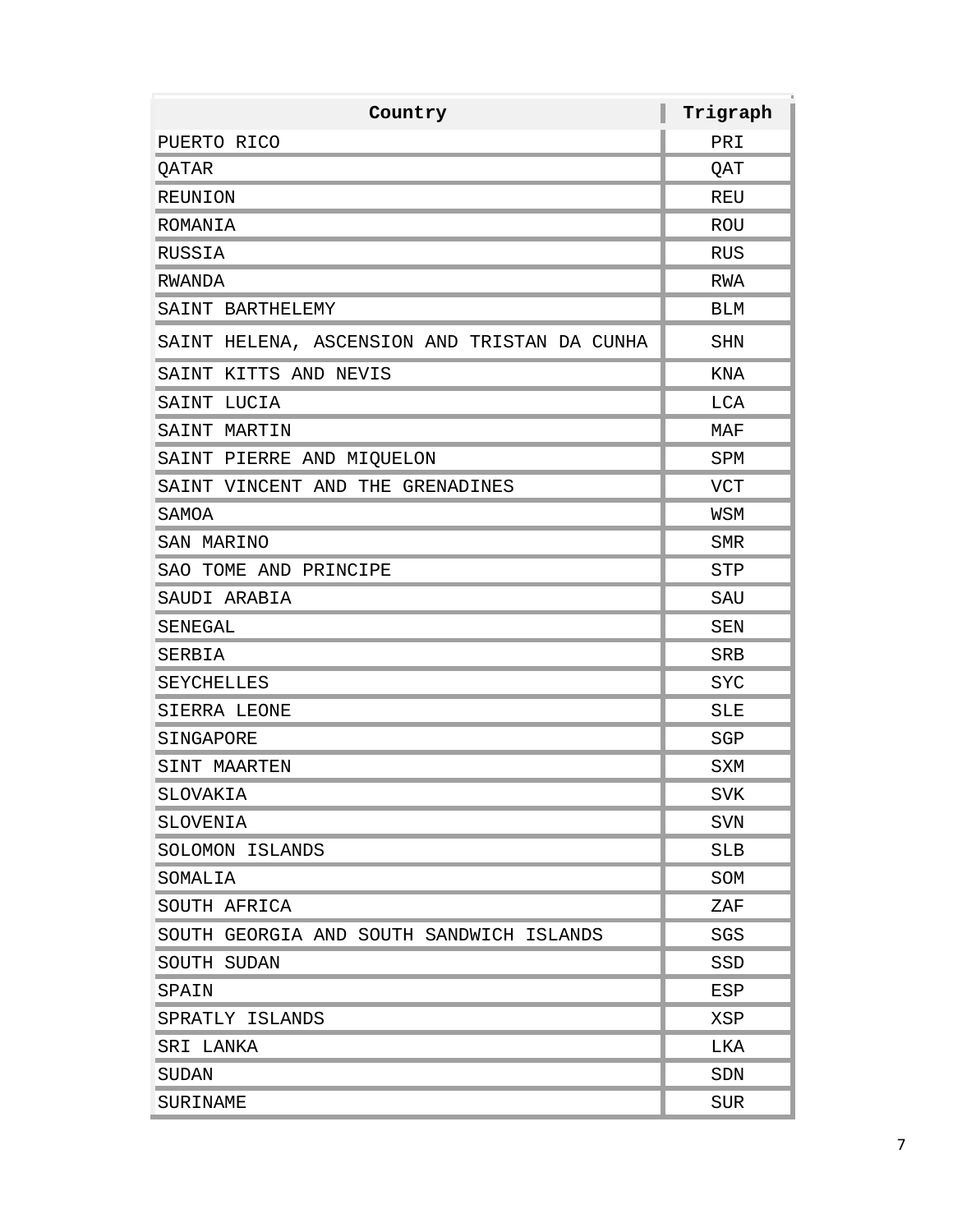| Country | Trigraph |
| --- | --- |
| PUERTO RICO | PRI |
| QATAR | QAT |
| REUNION | REU |
| ROMANIA | ROU |
| RUSSIA | RUS |
| RWANDA | RWA |
| SAINT BARTHELEMY | BLM |
| SAINT HELENA, ASCENSION AND TRISTAN DA CUNHA | SHN |
| SAINT KITTS AND NEVIS | KNA |
| SAINT LUCIA | LCA |
| SAINT MARTIN | MAF |
| SAINT PIERRE AND MIQUELON | SPM |
| SAINT VINCENT AND THE GRENADINES | VCT |
| SAMOA | WSM |
| SAN MARINO | SMR |
| SAO TOME AND PRINCIPE | STP |
| SAUDI ARABIA | SAU |
| SENEGAL | SEN |
| SERBIA | SRB |
| SEYCHELLES | SYC |
| SIERRA LEONE | SLE |
| SINGAPORE | SGP |
| SINT MAARTEN | SXM |
| SLOVAKIA | SVK |
| SLOVENIA | SVN |
| SOLOMON ISLANDS | SLB |
| SOMALIA | SOM |
| SOUTH AFRICA | ZAF |
| SOUTH GEORGIA AND SOUTH SANDWICH ISLANDS | SGS |
| SOUTH SUDAN | SSD |
| SPAIN | ESP |
| SPRATLY ISLANDS | XSP |
| SRI LANKA | LKA |
| SUDAN | SDN |
| SURINAME | SUR |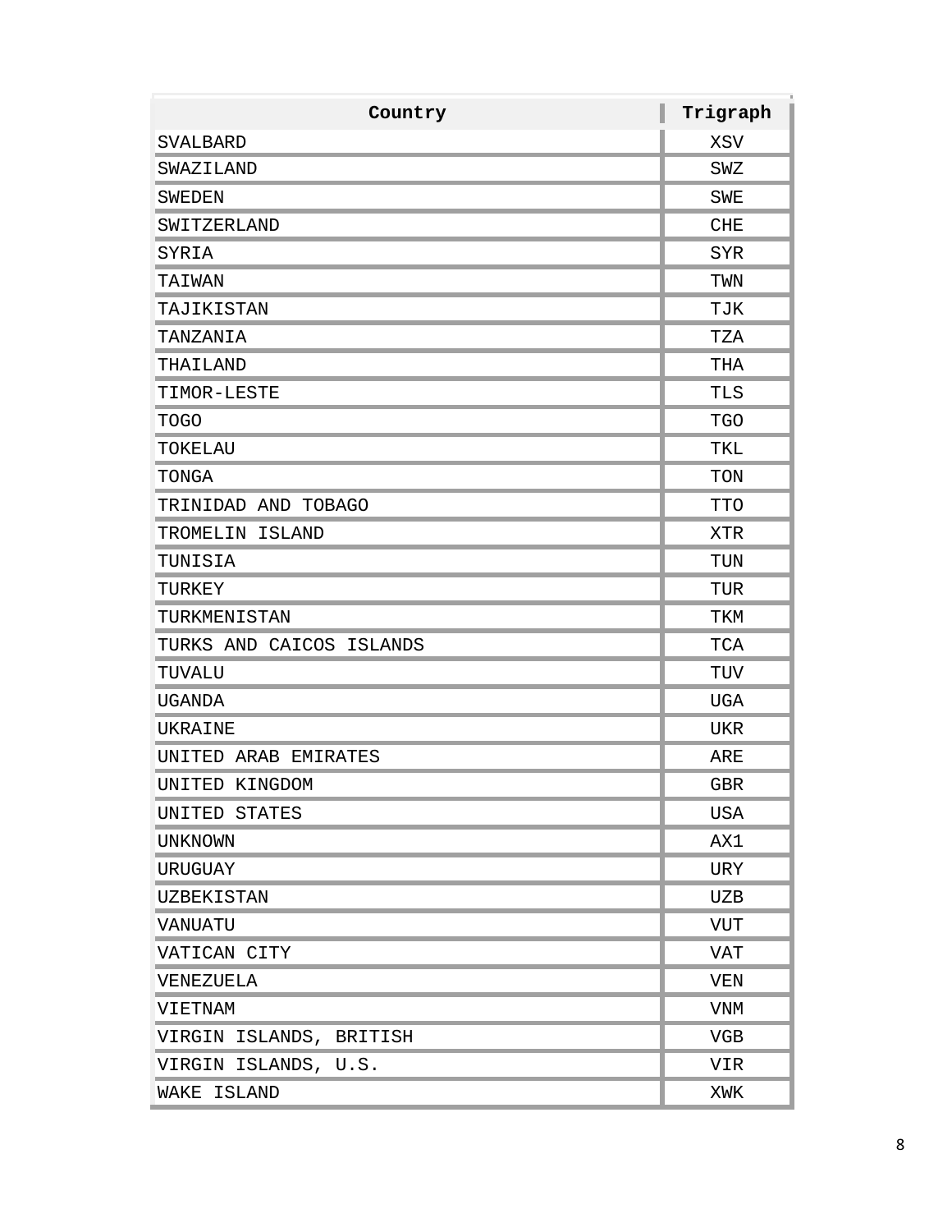| Country | Trigraph |
| --- | --- |
| SVALBARD | XSV |
| SWAZILAND | SWZ |
| SWEDEN | SWE |
| SWITZERLAND | CHE |
| SYRIA | SYR |
| TAIWAN | TWN |
| TAJIKISTAN | TJK |
| TANZANIA | TZA |
| THAILAND | THA |
| TIMOR-LESTE | TLS |
| TOGO | TGO |
| TOKELAU | TKL |
| TONGA | TON |
| TRINIDAD AND TOBAGO | TTO |
| TROMELIN ISLAND | XTR |
| TUNISIA | TUN |
| TURKEY | TUR |
| TURKMENISTAN | TKM |
| TURKS AND CAICOS ISLANDS | TCA |
| TUVALU | TUV |
| UGANDA | UGA |
| UKRAINE | UKR |
| UNITED ARAB EMIRATES | ARE |
| UNITED KINGDOM | GBR |
| UNITED STATES | USA |
| UNKNOWN | AX1 |
| URUGUAY | URY |
| UZBEKISTAN | UZB |
| VANUATU | VUT |
| VATICAN CITY | VAT |
| VENEZUELA | VEN |
| VIETNAM | VNM |
| VIRGIN ISLANDS, BRITISH | VGB |
| VIRGIN ISLANDS, U.S. | VIR |
| WAKE ISLAND | XWK |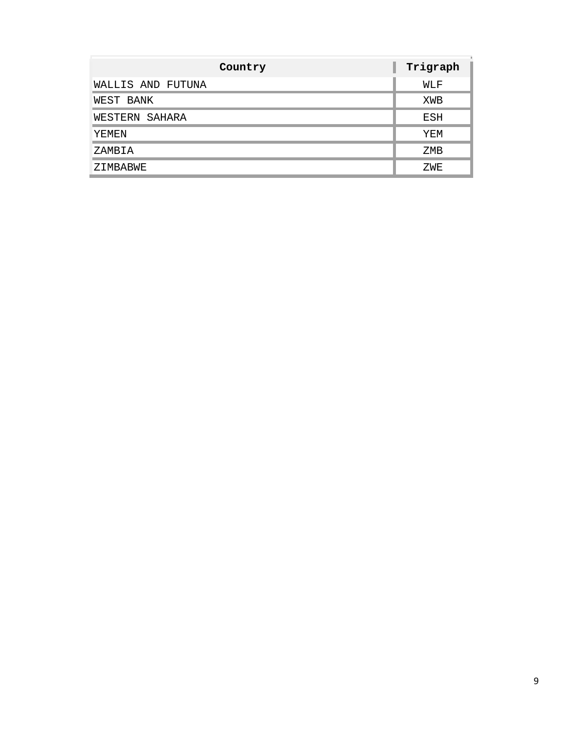| Country | Trigraph |
| --- | --- |
| WALLIS AND FUTUNA | WLF |
| WEST BANK | XWB |
| WESTERN SAHARA | ESH |
| YEMEN | YEM |
| ZAMBIA | ZMB |
| ZIMBABWE | ZWE |